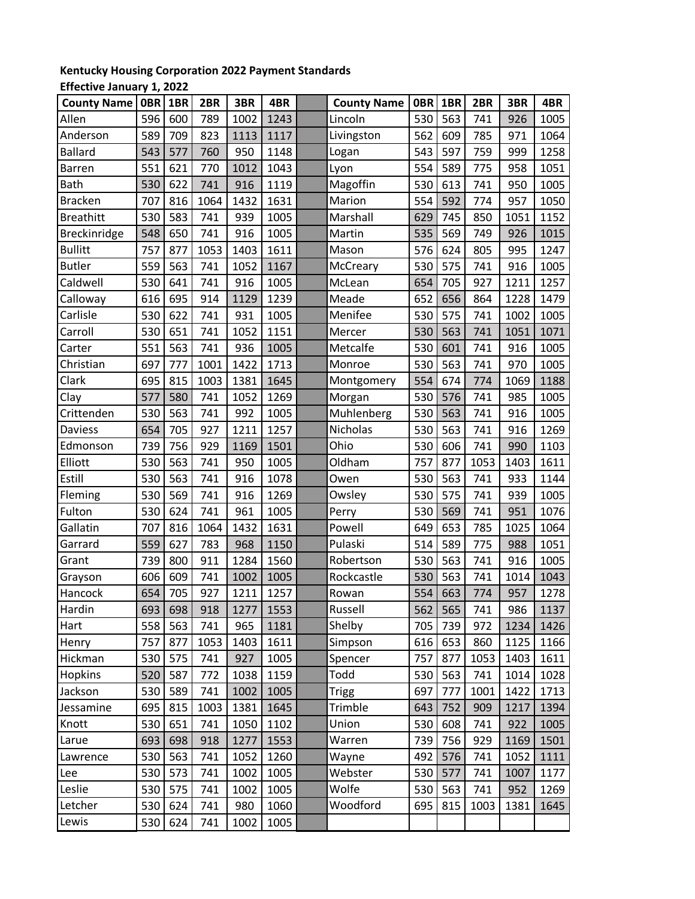**Kentucky Housing Corporation 2022 Payment Standards**

**Effective January 1, 2022**

| County Name | 0BR | 1BR | 2BR | 3BR | 4BR | | County Name | 0BR | 1BR | 2BR | 3BR | 4BR |
|---|---|---|---|---|---|---|---|---|---|---|---|---|
| Allen | 596 | 600 | 789 | 1002 | 1243 | | Lincoln | 530 | 563 | 741 | 926 | 1005 |
| Anderson | 589 | 709 | 823 | 1113 | 1117 | | Livingston | 562 | 609 | 785 | 971 | 1064 |
| Ballard | 543 | 577 | 760 | 950 | 1148 | | Logan | 543 | 597 | 759 | 999 | 1258 |
| Barren | 551 | 621 | 770 | 1012 | 1043 | | Lyon | 554 | 589 | 775 | 958 | 1051 |
| Bath | 530 | 622 | 741 | 916 | 1119 | | Magoffin | 530 | 613 | 741 | 950 | 1005 |
| Bracken | 707 | 816 | 1064 | 1432 | 1631 | | Marion | 554 | 592 | 774 | 957 | 1050 |
| Breathitt | 530 | 583 | 741 | 939 | 1005 | | Marshall | 629 | 745 | 850 | 1051 | 1152 |
| Breckinridge | 548 | 650 | 741 | 916 | 1005 | | Martin | 535 | 569 | 749 | 926 | 1015 |
| Bullitt | 757 | 877 | 1053 | 1403 | 1611 | | Mason | 576 | 624 | 805 | 995 | 1247 |
| Butler | 559 | 563 | 741 | 1052 | 1167 | | McCreary | 530 | 575 | 741 | 916 | 1005 |
| Caldwell | 530 | 641 | 741 | 916 | 1005 | | McLean | 654 | 705 | 927 | 1211 | 1257 |
| Calloway | 616 | 695 | 914 | 1129 | 1239 | | Meade | 652 | 656 | 864 | 1228 | 1479 |
| Carlisle | 530 | 622 | 741 | 931 | 1005 | | Menifee | 530 | 575 | 741 | 1002 | 1005 |
| Carroll | 530 | 651 | 741 | 1052 | 1151 | | Mercer | 530 | 563 | 741 | 1051 | 1071 |
| Carter | 551 | 563 | 741 | 936 | 1005 | | Metcalfe | 530 | 601 | 741 | 916 | 1005 |
| Christian | 697 | 777 | 1001 | 1422 | 1713 | | Monroe | 530 | 563 | 741 | 970 | 1005 |
| Clark | 695 | 815 | 1003 | 1381 | 1645 | | Montgomery | 554 | 674 | 774 | 1069 | 1188 |
| Clay | 577 | 580 | 741 | 1052 | 1269 | | Morgan | 530 | 576 | 741 | 985 | 1005 |
| Crittenden | 530 | 563 | 741 | 992 | 1005 | | Muhlenberg | 530 | 563 | 741 | 916 | 1005 |
| Daviess | 654 | 705 | 927 | 1211 | 1257 | | Nicholas | 530 | 563 | 741 | 916 | 1269 |
| Edmonson | 739 | 756 | 929 | 1169 | 1501 | | Ohio | 530 | 606 | 741 | 990 | 1103 |
| Elliott | 530 | 563 | 741 | 950 | 1005 | | Oldham | 757 | 877 | 1053 | 1403 | 1611 |
| Estill | 530 | 563 | 741 | 916 | 1078 | | Owen | 530 | 563 | 741 | 933 | 1144 |
| Fleming | 530 | 569 | 741 | 916 | 1269 | | Owsley | 530 | 575 | 741 | 939 | 1005 |
| Fulton | 530 | 624 | 741 | 961 | 1005 | | Perry | 530 | 569 | 741 | 951 | 1076 |
| Gallatin | 707 | 816 | 1064 | 1432 | 1631 | | Powell | 649 | 653 | 785 | 1025 | 1064 |
| Garrard | 559 | 627 | 783 | 968 | 1150 | | Pulaski | 514 | 589 | 775 | 988 | 1051 |
| Grant | 739 | 800 | 911 | 1284 | 1560 | | Robertson | 530 | 563 | 741 | 916 | 1005 |
| Grayson | 606 | 609 | 741 | 1002 | 1005 | | Rockcastle | 530 | 563 | 741 | 1014 | 1043 |
| Hancock | 654 | 705 | 927 | 1211 | 1257 | | Rowan | 554 | 663 | 774 | 957 | 1278 |
| Hardin | 693 | 698 | 918 | 1277 | 1553 | | Russell | 562 | 565 | 741 | 986 | 1137 |
| Hart | 558 | 563 | 741 | 965 | 1181 | | Shelby | 705 | 739 | 972 | 1234 | 1426 |
| Henry | 757 | 877 | 1053 | 1403 | 1611 | | Simpson | 616 | 653 | 860 | 1125 | 1166 |
| Hickman | 530 | 575 | 741 | 927 | 1005 | | Spencer | 757 | 877 | 1053 | 1403 | 1611 |
| Hopkins | 520 | 587 | 772 | 1038 | 1159 | | Todd | 530 | 563 | 741 | 1014 | 1028 |
| Jackson | 530 | 589 | 741 | 1002 | 1005 | | Trigg | 697 | 777 | 1001 | 1422 | 1713 |
| Jessamine | 695 | 815 | 1003 | 1381 | 1645 | | Trimble | 643 | 752 | 909 | 1217 | 1394 |
| Knott | 530 | 651 | 741 | 1050 | 1102 | | Union | 530 | 608 | 741 | 922 | 1005 |
| Larue | 693 | 698 | 918 | 1277 | 1553 | | Warren | 739 | 756 | 929 | 1169 | 1501 |
| Lawrence | 530 | 563 | 741 | 1052 | 1260 | | Wayne | 492 | 576 | 741 | 1052 | 1111 |
| Lee | 530 | 573 | 741 | 1002 | 1005 | | Webster | 530 | 577 | 741 | 1007 | 1177 |
| Leslie | 530 | 575 | 741 | 1002 | 1005 | | Wolfe | 530 | 563 | 741 | 952 | 1269 |
| Letcher | 530 | 624 | 741 | 980 | 1060 | | Woodford | 695 | 815 | 1003 | 1381 | 1645 |
| Lewis | 530 | 624 | 741 | 1002 | 1005 | | | | | | | |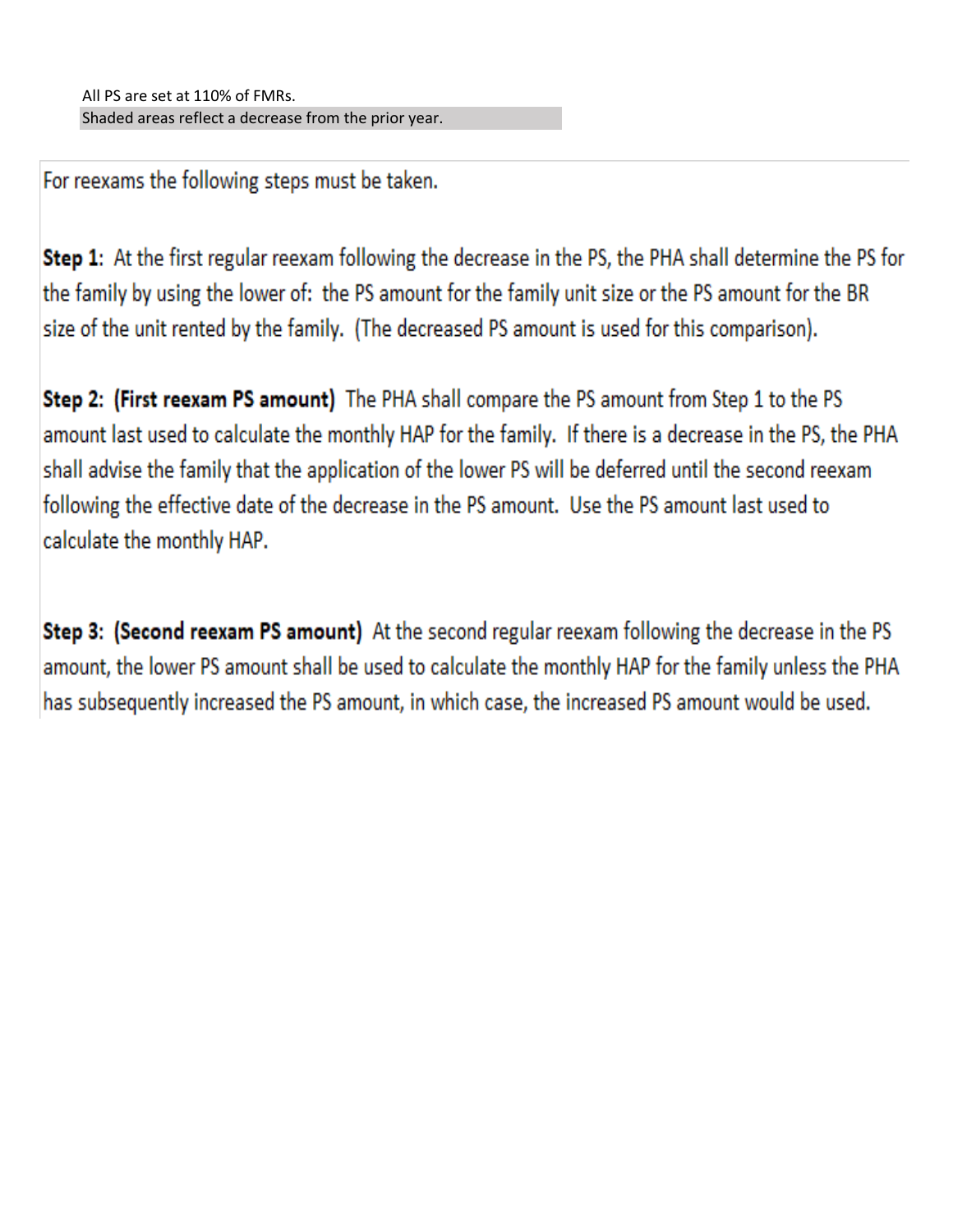All PS are set at 110% of FMRs.

Shaded areas reflect a decrease from the prior year.

For reexams the following steps must be taken.

**Step 1:** At the first regular reexam following the decrease in the PS, the PHA shall determine the PS for the family by using the lower of: the PS amount for the family unit size or the PS amount for the BR size of the unit rented by the family. (The decreased PS amount is used for this comparison).

**Step 2: (First reexam PS amount)** The PHA shall compare the PS amount from Step 1 to the PS amount last used to calculate the monthly HAP for the family. If there is a decrease in the PS, the PHA shall advise the family that the application of the lower PS will be deferred until the second reexam following the effective date of the decrease in the PS amount. Use the PS amount last used to calculate the monthly HAP.

**Step 3: (Second reexam PS amount)** At the second regular reexam following the decrease in the PS amount, the lower PS amount shall be used to calculate the monthly HAP for the family unless the PHA has subsequently increased the PS amount, in which case, the increased PS amount would be used.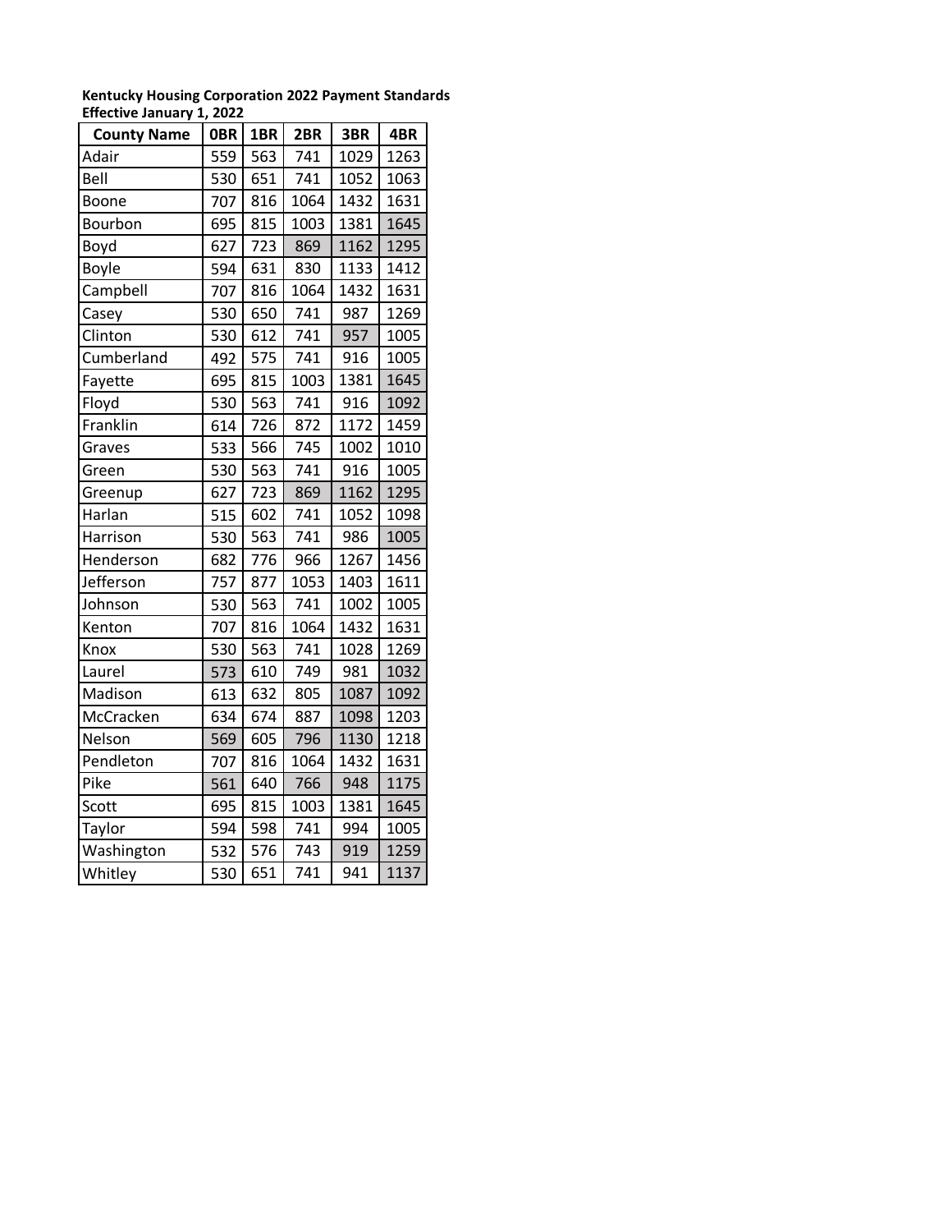**Kentucky Housing Corporation 2022 Payment Standards**
**Effective January 1, 2022**

| County Name | 0BR | 1BR | 2BR | 3BR | 4BR |
|---|---|---|---|---|---|
| Adair | 559 | 563 | 741 | 1029 | 1263 |
| Bell | 530 | 651 | 741 | 1052 | 1063 |
| Boone | 707 | 816 | 1064 | 1432 | 1631 |
| Bourbon | 695 | 815 | 1003 | 1381 | 1645 |
| Boyd | 627 | 723 | 869 | 1162 | 1295 |
| Boyle | 594 | 631 | 830 | 1133 | 1412 |
| Campbell | 707 | 816 | 1064 | 1432 | 1631 |
| Casey | 530 | 650 | 741 | 987 | 1269 |
| Clinton | 530 | 612 | 741 | 957 | 1005 |
| Cumberland | 492 | 575 | 741 | 916 | 1005 |
| Fayette | 695 | 815 | 1003 | 1381 | 1645 |
| Floyd | 530 | 563 | 741 | 916 | 1092 |
| Franklin | 614 | 726 | 872 | 1172 | 1459 |
| Graves | 533 | 566 | 745 | 1002 | 1010 |
| Green | 530 | 563 | 741 | 916 | 1005 |
| Greenup | 627 | 723 | 869 | 1162 | 1295 |
| Harlan | 515 | 602 | 741 | 1052 | 1098 |
| Harrison | 530 | 563 | 741 | 986 | 1005 |
| Henderson | 682 | 776 | 966 | 1267 | 1456 |
| Jefferson | 757 | 877 | 1053 | 1403 | 1611 |
| Johnson | 530 | 563 | 741 | 1002 | 1005 |
| Kenton | 707 | 816 | 1064 | 1432 | 1631 |
| Knox | 530 | 563 | 741 | 1028 | 1269 |
| Laurel | 573 | 610 | 749 | 981 | 1032 |
| Madison | 613 | 632 | 805 | 1087 | 1092 |
| McCracken | 634 | 674 | 887 | 1098 | 1203 |
| Nelson | 569 | 605 | 796 | 1130 | 1218 |
| Pendleton | 707 | 816 | 1064 | 1432 | 1631 |
| Pike | 561 | 640 | 766 | 948 | 1175 |
| Scott | 695 | 815 | 1003 | 1381 | 1645 |
| Taylor | 594 | 598 | 741 | 994 | 1005 |
| Washington | 532 | 576 | 743 | 919 | 1259 |
| Whitley | 530 | 651 | 741 | 941 | 1137 |